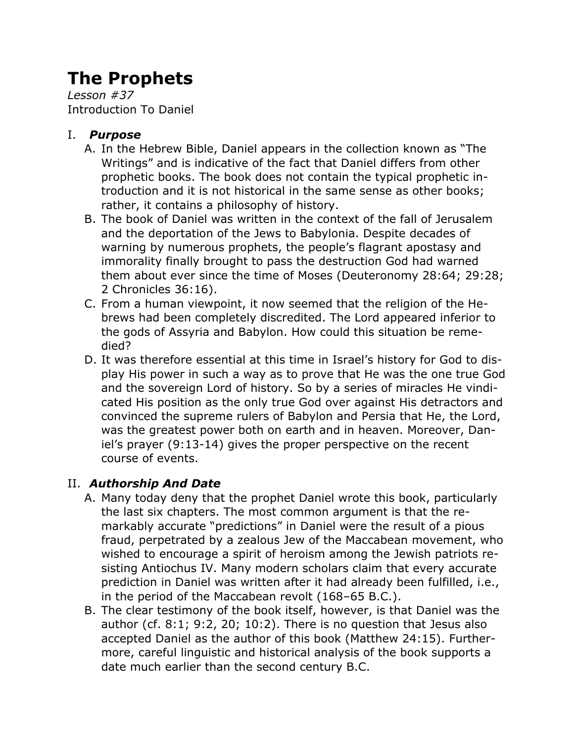# The Prophets

*Lesson #37*

Introduction To Daniel

## I. *Purpose*

A. In the Hebrew Bible, Daniel appears in the collection known as "The Writings" and is indicative of the fact that Daniel differs from other prophetic books. The book does not contain the typical prophetic introduction and it is not historical in the same sense as other books; rather, it contains a philosophy of history.

B. The book of Daniel was written in the context of the fall of Jerusalem and the deportation of the Jews to Babylonia. Despite decades of warning by numerous prophets, the people's flagrant apostasy and immorality finally brought to pass the destruction God had warned them about ever since the time of Moses (Deuteronomy 28:64; 29:28; 2 Chronicles 36:16).

C. From a human viewpoint, it now seemed that the religion of the Hebrews had been completely discredited. The Lord appeared inferior to the gods of Assyria and Babylon. How could this situation be remedied?

D. It was therefore essential at this time in Israel's history for God to display His power in such a way as to prove that He was the one true God and the sovereign Lord of history. So by a series of miracles He vindicated His position as the only true God over against His detractors and convinced the supreme rulers of Babylon and Persia that He, the Lord, was the greatest power both on earth and in heaven. Moreover, Daniel's prayer (9:13-14) gives the proper perspective on the recent course of events.

## II. *Authorship And Date*

A. Many today deny that the prophet Daniel wrote this book, particularly the last six chapters. The most common argument is that the remarkably accurate "predictions" in Daniel were the result of a pious fraud, perpetrated by a zealous Jew of the Maccabean movement, who wished to encourage a spirit of heroism among the Jewish patriots resisting Antiochus IV. Many modern scholars claim that every accurate prediction in Daniel was written after it had already been fulfilled, i.e., in the period of the Maccabean revolt (168–65 B.C.).

B. The clear testimony of the book itself, however, is that Daniel was the author (cf. 8:1; 9:2, 20; 10:2). There is no question that Jesus also accepted Daniel as the author of this book (Matthew 24:15). Furthermore, careful linguistic and historical analysis of the book supports a date much earlier than the second century B.C.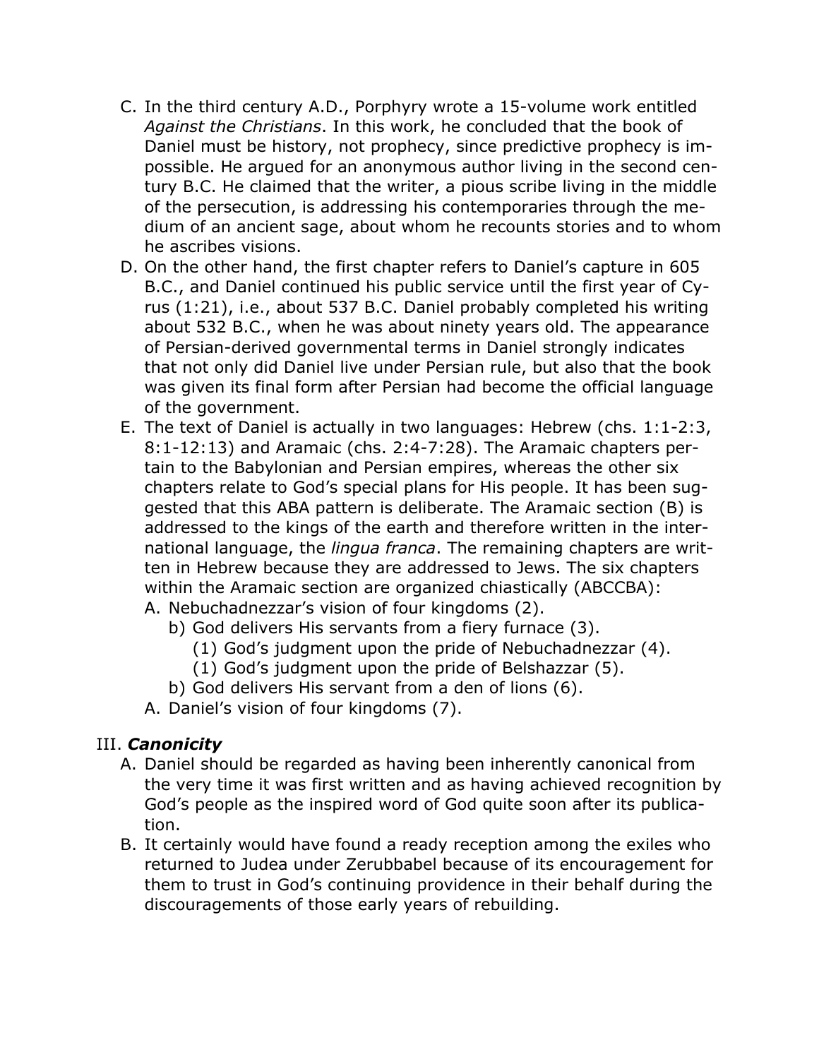C. In the third century A.D., Porphyry wrote a 15-volume work entitled *Against the Christians*. In this work, he concluded that the book of Daniel must be history, not prophecy, since predictive prophecy is impossible. He argued for an anonymous author living in the second century B.C. He claimed that the writer, a pious scribe living in the middle of the persecution, is addressing his contemporaries through the medium of an ancient sage, about whom he recounts stories and to whom he ascribes visions.

D. On the other hand, the first chapter refers to Daniel's capture in 605 B.C., and Daniel continued his public service until the first year of Cyrus (1:21), i.e., about 537 B.C. Daniel probably completed his writing about 532 B.C., when he was about ninety years old. The appearance of Persian-derived governmental terms in Daniel strongly indicates that not only did Daniel live under Persian rule, but also that the book was given its final form after Persian had become the official language of the government.

E. The text of Daniel is actually in two languages: Hebrew (chs. 1:1-2:3, 8:1-12:13) and Aramaic (chs. 2:4-7:28). The Aramaic chapters pertain to the Babylonian and Persian empires, whereas the other six chapters relate to God's special plans for His people. It has been suggested that this ABA pattern is deliberate. The Aramaic section (B) is addressed to the kings of the earth and therefore written in the international language, the *lingua franca*. The remaining chapters are written in Hebrew because they are addressed to Jews. The six chapters within the Aramaic section are organized chiastically (ABCCBA):

   A. Nebuchadnezzar's vision of four kingdoms (2).
      b) God delivers His servants from a fiery furnace (3).
         (1) God's judgment upon the pride of Nebuchadnezzar (4).
         (1) God's judgment upon the pride of Belshazzar (5).
      b) God delivers His servant from a den of lions (6).
   A. Daniel's vision of four kingdoms (7).

## III. ***Canonicity***

A. Daniel should be regarded as having been inherently canonical from the very time it was first written and as having achieved recognition by God's people as the inspired word of God quite soon after its publication.

B. It certainly would have found a ready reception among the exiles who returned to Judea under Zerubbabel because of its encouragement for them to trust in God's continuing providence in their behalf during the discouragements of those early years of rebuilding.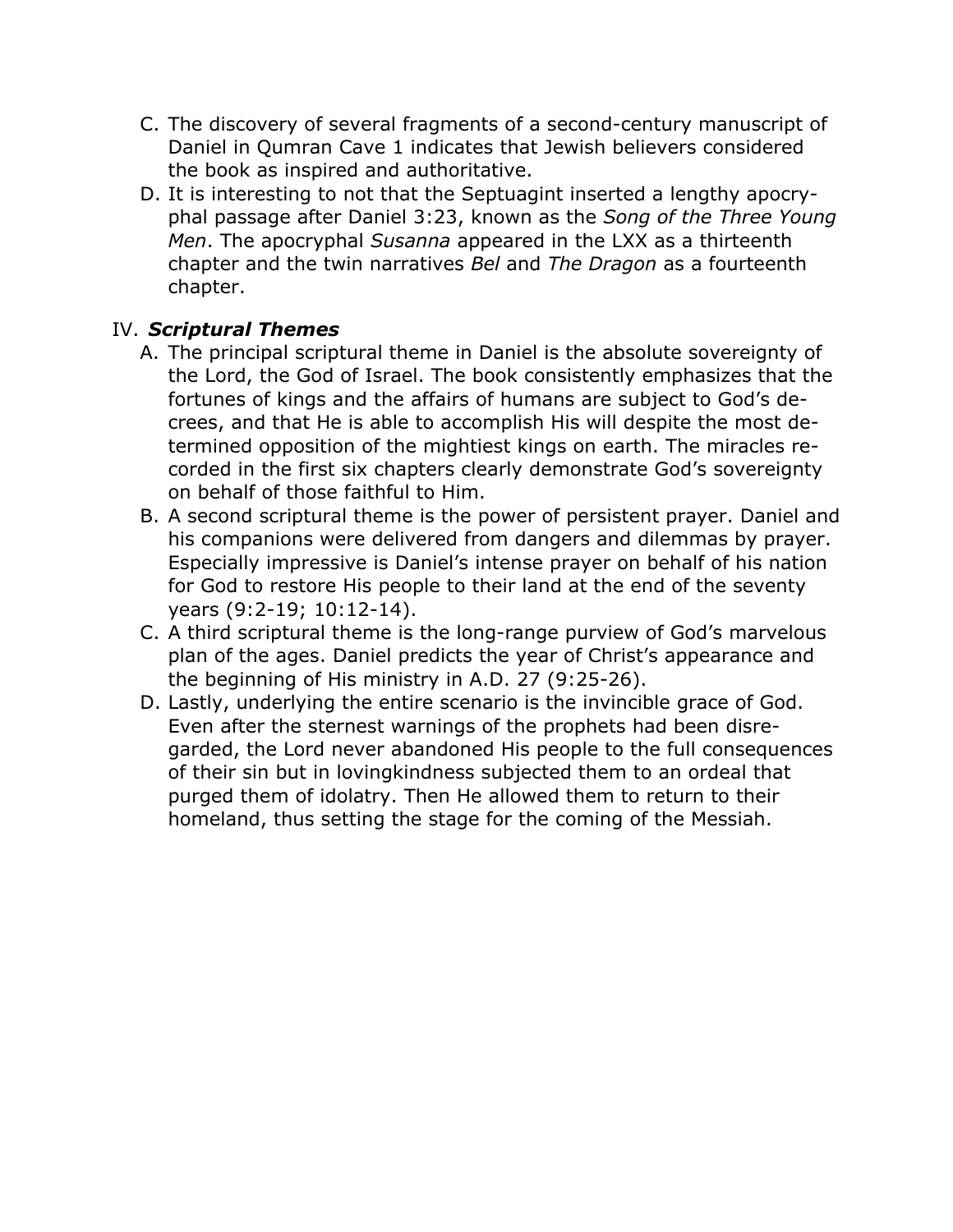C. The discovery of several fragments of a second-century manuscript of Daniel in Qumran Cave 1 indicates that Jewish believers considered the book as inspired and authoritative.

D. It is interesting to not that the Septuagint inserted a lengthy apocryphal passage after Daniel 3:23, known as the *Song of the Three Young Men*. The apocryphal *Susanna* appeared in the LXX as a thirteenth chapter and the twin narratives *Bel* and *The Dragon* as a fourteenth chapter.

## IV. ***Scriptural Themes***

A. The principal scriptural theme in Daniel is the absolute sovereignty of the Lord, the God of Israel. The book consistently emphasizes that the fortunes of kings and the affairs of humans are subject to God's decrees, and that He is able to accomplish His will despite the most determined opposition of the mightiest kings on earth. The miracles recorded in the first six chapters clearly demonstrate God's sovereignty on behalf of those faithful to Him.

B. A second scriptural theme is the power of persistent prayer. Daniel and his companions were delivered from dangers and dilemmas by prayer. Especially impressive is Daniel's intense prayer on behalf of his nation for God to restore His people to their land at the end of the seventy years (9:2-19; 10:12-14).

C. A third scriptural theme is the long-range purview of God's marvelous plan of the ages. Daniel predicts the year of Christ's appearance and the beginning of His ministry in A.D. 27 (9:25-26).

D. Lastly, underlying the entire scenario is the invincible grace of God. Even after the sternest warnings of the prophets had been disregarded, the Lord never abandoned His people to the full consequences of their sin but in lovingkindness subjected them to an ordeal that purged them of idolatry. Then He allowed them to return to their homeland, thus setting the stage for the coming of the Messiah.